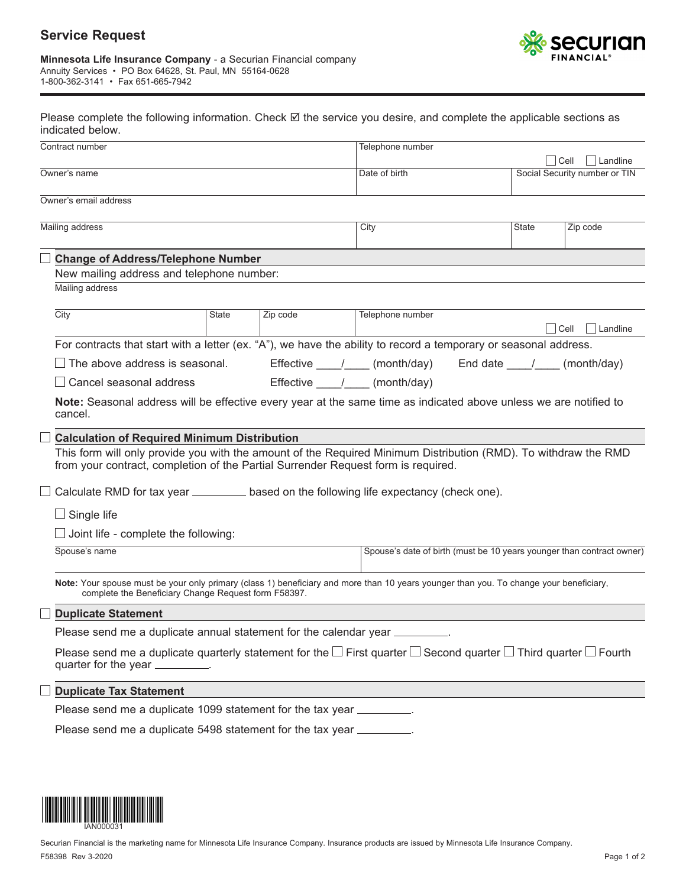# Service Request

**Minnesota Life Insurance Company** - a Securian Financial company
Annuity Services • PO Box 64628, St. Paul, MN 55164-0628
1-800-362-3141 • Fax 651-665-7942

Please complete the following information. Check ☑ the service you desire, and complete the applicable sections as indicated below.

| Contract number | Telephone number ☐ Cell ☐ Landline | |
|---|---|---|
| Owner's name | Date of birth | Social Security number or TIN |

| Owner's email address |
|---|
| |

| Mailing address | City | State | Zip code |
|---|---|---|---|
| | | | |

☐ **Change of Address/Telephone Number**

New mailing address and telephone number:

| Mailing address | | | |
|---|---|---|---|
| City | State | Zip code | Telephone number ☐ Cell ☐ Landline |

For contracts that start with a letter (ex. "A"), we have the ability to record a temporary or seasonal address.

☐ The above address is seasonal. Effective ____/____ (month/day) End date ____/____ (month/day)

☐ Cancel seasonal address Effective ____/____ (month/day)

**Note:** Seasonal address will be effective every year at the same time as indicated above unless we are notified to cancel.

☐ **Calculation of Required Minimum Distribution**

This form will only provide you with the amount of the Required Minimum Distribution (RMD). To withdraw the RMD from your contract, completion of the Partial Surrender Request form is required.

☐ Calculate RMD for tax year _________ based on the following life expectancy (check one).

☐ Single life

☐ Joint life - complete the following:

| Spouse's name | Spouse's date of birth (must be 10 years younger than contract owner) |
|---|---|
| | |

**Note:** Your spouse must be your only primary (class 1) beneficiary and more than 10 years younger than you. To change your beneficiary, complete the Beneficiary Change Request form F58397.

☐ **Duplicate Statement**

Please send me a duplicate annual statement for the calendar year _________.

Please send me a duplicate quarterly statement for the ☐ First quarter ☐ Second quarter ☐ Third quarter ☐ Fourth quarter for the year _________.

☐ **Duplicate Tax Statement**

Please send me a duplicate 1099 statement for the tax year _________.

Please send me a duplicate 5498 statement for the tax year _________.

IAN000031

Securian Financial is the marketing name for Minnesota Life Insurance Company. Insurance products are issued by Minnesota Life Insurance Company.

F58398 Rev 3-2020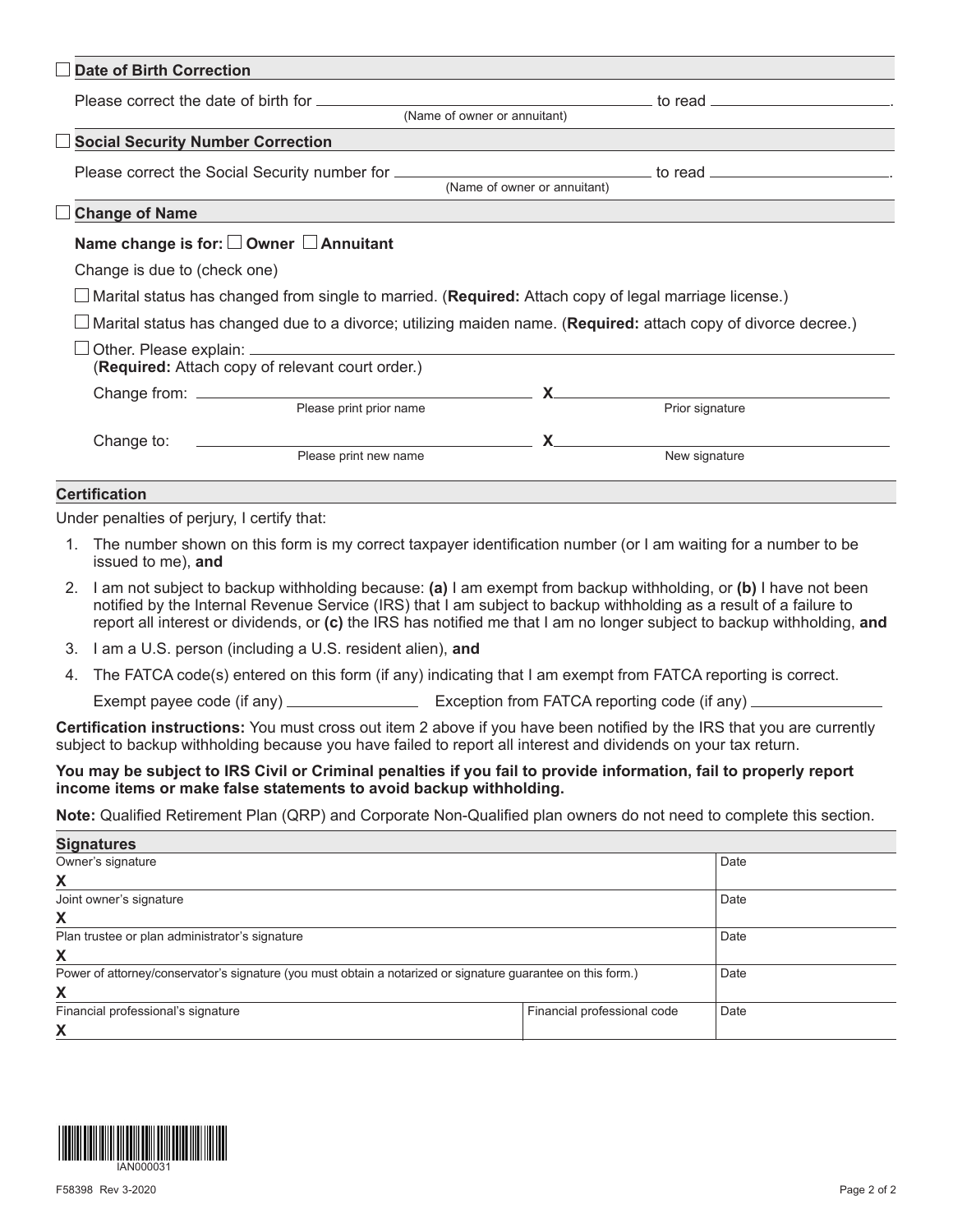## ☐ Date of Birth Correction

Please correct the date of birth for ______________________________ to read ____________________.
(Name of owner or annuitant)

## ☐ Social Security Number Correction

Please correct the Social Security number for ______________________________ to read ____________________.
(Name of owner or annuitant)

## ☐ Change of Name

**Name change is for:** ☐ **Owner** ☐ **Annuitant**

Change is due to (check one)

☐ Marital status has changed from single to married. (**Required:** Attach copy of legal marriage license.)

☐ Marital status has changed due to a divorce; utilizing maiden name. (**Required:** attach copy of divorce decree.)

☐ Other. Please explain: ______________________________
(**Required:** Attach copy of relevant court order.)

Change from: ______________________________ **X** ______________________________
Please print prior name — Prior signature

Change to: ______________________________ **X** ______________________________
Please print new name — New signature

## Certification

Under penalties of perjury, I certify that:

1. The number shown on this form is my correct taxpayer identification number (or I am waiting for a number to be issued to me), **and**
2. I am not subject to backup withholding because: **(a)** I am exempt from backup withholding, or **(b)** I have not been notified by the Internal Revenue Service (IRS) that I am subject to backup withholding as a result of a failure to report all interest or dividends, or **(c)** the IRS has notified me that I am no longer subject to backup withholding, **and**
3. I am a U.S. person (including a U.S. resident alien), **and**
4. The FATCA code(s) entered on this form (if any) indicating that I am exempt from FATCA reporting is correct.

   Exempt payee code (if any) ____________ Exception from FATCA reporting code (if any) ____________

**Certification instructions:** You must cross out item 2 above if you have been notified by the IRS that you are currently subject to backup withholding because you have failed to report all interest and dividends on your tax return.

**You may be subject to IRS Civil or Criminal penalties if you fail to provide information, fail to properly report income items or make false statements to avoid backup withholding.**

**Note:** Qualified Retirement Plan (QRP) and Corporate Non-Qualified plan owners do not need to complete this section.

## Signatures

| | | |
|---|---|---|
| Owner's signature<br>**X** | | Date |
| Joint owner's signature<br>**X** | | Date |
| Plan trustee or plan administrator's signature<br>**X** | | Date |
| Power of attorney/conservator's signature (you must obtain a notarized or signature guarantee on this form.)<br>**X** | | Date |
| Financial professional's signature<br>**X** | Financial professional code | Date |

IAN000031

F58398 Rev 3-2020